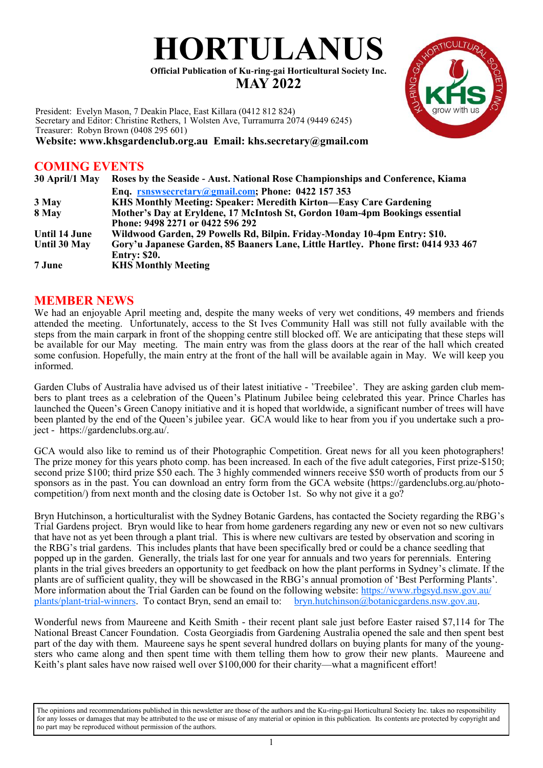# HORTULANUS

**Official Publication of Ku-ring-gai Horticultural Society Inc.**

## MAY 2022

President: Evelyn Mason, 7 Deakin Place, East Killara (0412 812 824)
Secretary and Editor: Christine Rethers, 1 Wolsten Ave, Turramurra 2074 (9449 6245)
Treasurer: Robyn Brown (0408 295 601)
**Website: www.khsgardenclub.org.au Email: khs.secretary@gmail.com**

## COMING EVENTS

| | |
|---|---|
| **30 April/1 May** | **Roses by the Seaside - Aust. National Rose Championships and Conference, Kiama Enq. rsnswsecretary@gmail.com; Phone: 0422 157 353** |
| **3 May** | **KHS Monthly Meeting: Speaker: Meredith Kirton—Easy Care Gardening** |
| **8 May** | **Mother's Day at Eryldene, 17 McIntosh St, Gordon 10am-4pm Bookings essential Phone: 9498 2271 or 0422 596 292** |
| **Until 14 June** | **Wildwood Garden, 29 Powells Rd, Bilpin. Friday-Monday 10-4pm Entry: $10.** |
| **Until 30 May** | **Gory'u Japanese Garden, 85 Baaners Lane, Little Hartley. Phone first: 0414 933 467 Entry: $20.** |
| **7 June** | **KHS Monthly Meeting** |

## MEMBER NEWS

We had an enjoyable April meeting and, despite the many weeks of very wet conditions, 49 members and friends attended the meeting. Unfortunately, access to the St Ives Community Hall was still not fully available with the steps from the main carpark in front of the shopping centre still blocked off. We are anticipating that these steps will be available for our May meeting. The main entry was from the glass doors at the rear of the hall which created some confusion. Hopefully, the main entry at the front of the hall will be available again in May. We will keep you informed.

Garden Clubs of Australia have advised us of their latest initiative - 'Treebilee'. They are asking garden club members to plant trees as a celebration of the Queen's Platinum Jubilee being celebrated this year. Prince Charles has launched the Queen's Green Canopy initiative and it is hoped that worldwide, a significant number of trees will have been planted by the end of the Queen's jubilee year. GCA would like to hear from you if you undertake such a project - https://gardenclubs.org.au/.

GCA would also like to remind us of their Photographic Competition. Great news for all you keen photographers! The prize money for this years photo comp. has been increased. In each of the five adult categories, First prize-$150; second prize $100; third prize $50 each. The 3 highly commended winners receive $50 worth of products from our 5 sponsors as in the past. You can download an entry form from the GCA website (https://gardenclubs.org.au/photo-competition/) from next month and the closing date is October 1st. So why not give it a go?

Bryn Hutchinson, a horticulturalist with the Sydney Botanic Gardens, has contacted the Society regarding the RBG's Trial Gardens project. Bryn would like to hear from home gardeners regarding any new or even not so new cultivars that have not as yet been through a plant trial. This is where new cultivars are tested by observation and scoring in the RBG's trial gardens. This includes plants that have been specifically bred or could be a chance seedling that popped up in the garden. Generally, the trials last for one year for annuals and two years for perennials. Entering plants in the trial gives breeders an opportunity to get feedback on how the plant performs in Sydney's climate. If the plants are of sufficient quality, they will be showcased in the RBG's annual promotion of 'Best Performing Plants'. More information about the Trial Garden can be found on the following website: https://www.rbgsyd.nsw.gov.au/plants/plant-trial-winners. To contact Bryn, send an email to: bryn.hutchinson@botanicgardens.nsw.gov.au.

Wonderful news from Maureene and Keith Smith - their recent plant sale just before Easter raised $7,114 for The National Breast Cancer Foundation. Costa Georgiadis from Gardening Australia opened the sale and then spent best part of the day with them. Maureene says he spent several hundred dollars on buying plants for many of the youngsters who came along and then spent time with them telling them how to grow their new plants. Maureene and Keith's plant sales have now raised well over $100,000 for their charity—what a magnificent effort!

The opinions and recommendations published in this newsletter are those of the authors and the Ku-ring-gai Horticultural Society Inc. takes no responsibility for any losses or damages that may be attributed to the use or misuse of any material or opinion in this publication. Its contents are protected by copyright and no part may be reproduced without permission of the authors.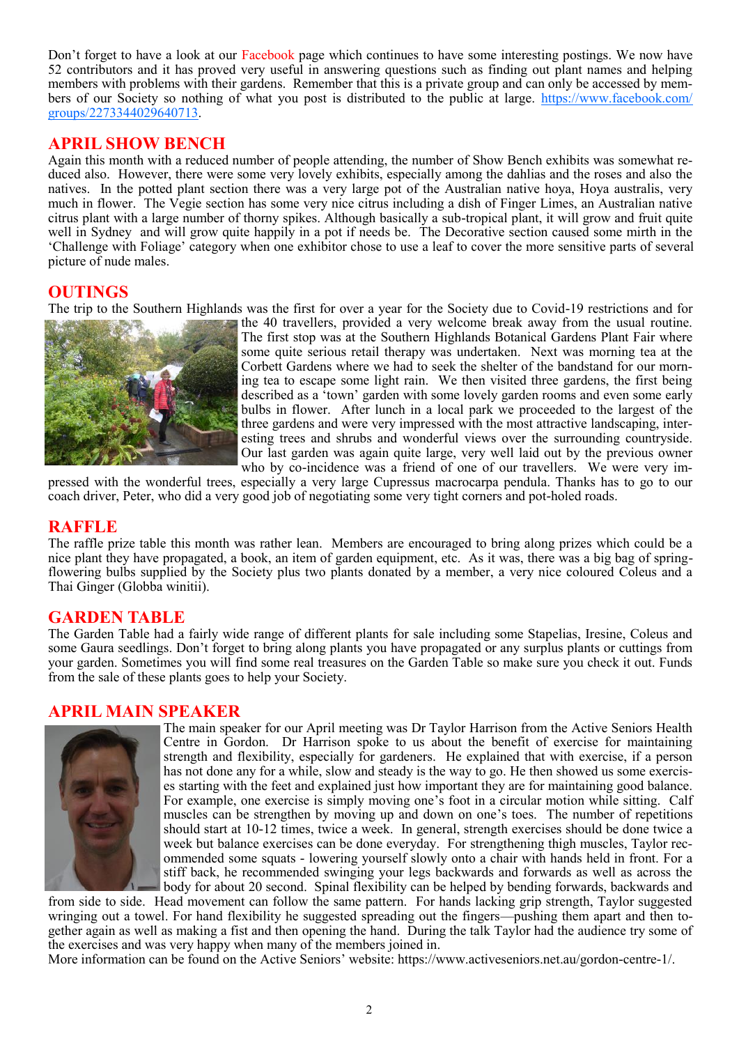Don't forget to have a look at our Facebook page which continues to have some interesting postings. We now have 52 contributors and it has proved very useful in answering questions such as finding out plant names and helping members with problems with their gardens. Remember that this is a private group and can only be accessed by members of our Society so nothing of what you post is distributed to the public at large. https://www.facebook.com/groups/2273344029640713.

## APRIL SHOW BENCH

Again this month with a reduced number of people attending, the number of Show Bench exhibits was somewhat reduced also. However, there were some very lovely exhibits, especially among the dahlias and the roses and also the natives. In the potted plant section there was a very large pot of the Australian native hoya, Hoya australis, very much in flower. The Vegie section has some very nice citrus including a dish of Finger Limes, an Australian native citrus plant with a large number of thorny spikes. Although basically a sub-tropical plant, it will grow and fruit quite well in Sydney and will grow quite happily in a pot if needs be. The Decorative section caused some mirth in the 'Challenge with Foliage' category when one exhibitor chose to use a leaf to cover the more sensitive parts of several picture of nude males.

## OUTINGS

The trip to the Southern Highlands was the first for over a year for the Society due to Covid-19 restrictions and for the 40 travellers, provided a very welcome break away from the usual routine. The first stop was at the Southern Highlands Botanical Gardens Plant Fair where some quite serious retail therapy was undertaken. Next was morning tea at the Corbett Gardens where we had to seek the shelter of the bandstand for our morning tea to escape some light rain. We then visited three gardens, the first being described as a 'town' garden with some lovely garden rooms and even some early bulbs in flower. After lunch in a local park we proceeded to the largest of the three gardens and were very impressed with the most attractive landscaping, interesting trees and shrubs and wonderful views over the surrounding countryside. Our last garden was again quite large, very well laid out by the previous owner who by co-incidence was a friend of one of our travellers. We were very impressed with the wonderful trees, especially a very large Cupressus macrocarpa pendula. Thanks has to go to our coach driver, Peter, who did a very good job of negotiating some very tight corners and pot-holed roads.

## RAFFLE

The raffle prize table this month was rather lean. Members are encouraged to bring along prizes which could be a nice plant they have propagated, a book, an item of garden equipment, etc. As it was, there was a big bag of spring-flowering bulbs supplied by the Society plus two plants donated by a member, a very nice coloured Coleus and a Thai Ginger (Globba winitii).

## GARDEN TABLE

The Garden Table had a fairly wide range of different plants for sale including some Stapelias, Iresine, Coleus and some Gaura seedlings. Don't forget to bring along plants you have propagated or any surplus plants or cuttings from your garden. Sometimes you will find some real treasures on the Garden Table so make sure you check it out. Funds from the sale of these plants goes to help your Society.

## APRIL MAIN SPEAKER

The main speaker for our April meeting was Dr Taylor Harrison from the Active Seniors Health Centre in Gordon. Dr Harrison spoke to us about the benefit of exercise for maintaining strength and flexibility, especially for gardeners. He explained that with exercise, if a person has not done any for a while, slow and steady is the way to go. He then showed us some exercises starting with the feet and explained just how important they are for maintaining good balance. For example, one exercise is simply moving one's foot in a circular motion while sitting. Calf muscles can be strengthen by moving up and down on one's toes. The number of repetitions should start at 10-12 times, twice a week. In general, strength exercises should be done twice a week but balance exercises can be done everyday. For strengthening thigh muscles, Taylor recommended some squats - lowering yourself slowly onto a chair with hands held in front. For a stiff back, he recommended swinging your legs backwards and forwards as well as across the body for about 20 second. Spinal flexibility can be helped by bending forwards, backwards and from side to side. Head movement can follow the same pattern. For hands lacking grip strength, Taylor suggested wringing out a towel. For hand flexibility he suggested spreading out the fingers—pushing them apart and then together again as well as making a fist and then opening the hand. During the talk Taylor had the audience try some of the exercises and was very happy when many of the members joined in.

More information can be found on the Active Seniors' website: https://www.activeseniors.net.au/gordon-centre-1/.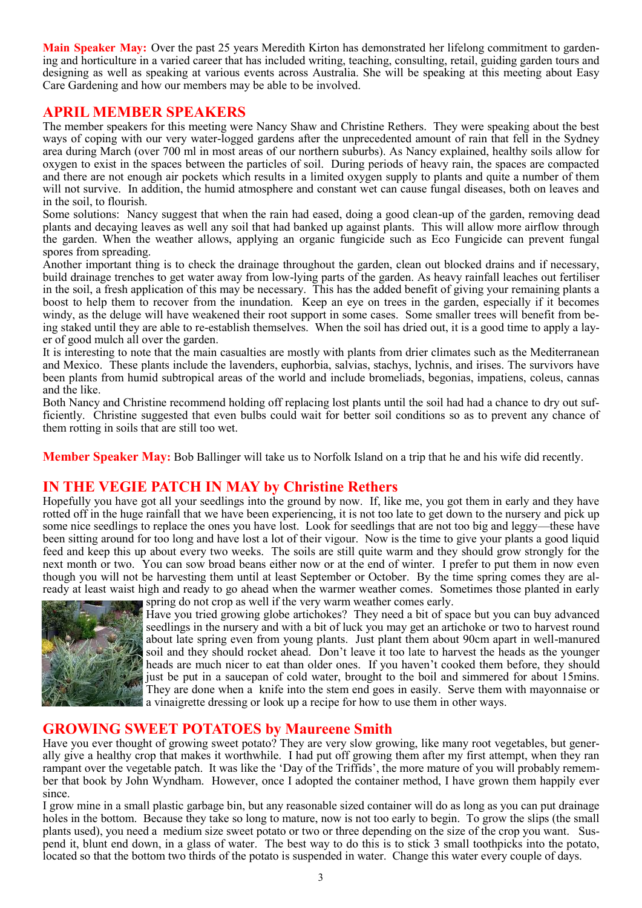**Main Speaker May:** Over the past 25 years Meredith Kirton has demonstrated her lifelong commitment to gardening and horticulture in a varied career that has included writing, teaching, consulting, retail, guiding garden tours and designing as well as speaking at various events across Australia. She will be speaking at this meeting about Easy Care Gardening and how our members may be able to be involved.

## APRIL MEMBER SPEAKERS

The member speakers for this meeting were Nancy Shaw and Christine Rethers. They were speaking about the best ways of coping with our very water-logged gardens after the unprecedented amount of rain that fell in the Sydney area during March (over 700 ml in most areas of our northern suburbs). As Nancy explained, healthy soils allow for oxygen to exist in the spaces between the particles of soil. During periods of heavy rain, the spaces are compacted and there are not enough air pockets which results in a limited oxygen supply to plants and quite a number of them will not survive. In addition, the humid atmosphere and constant wet can cause fungal diseases, both on leaves and in the soil, to flourish.

Some solutions: Nancy suggest that when the rain had eased, doing a good clean-up of the garden, removing dead plants and decaying leaves as well any soil that had banked up against plants. This will allow more airflow through the garden. When the weather allows, applying an organic fungicide such as Eco Fungicide can prevent fungal spores from spreading.

Another important thing is to check the drainage throughout the garden, clean out blocked drains and if necessary, build drainage trenches to get water away from low-lying parts of the garden. As heavy rainfall leaches out fertiliser in the soil, a fresh application of this may be necessary. This has the added benefit of giving your remaining plants a boost to help them to recover from the inundation. Keep an eye on trees in the garden, especially if it becomes windy, as the deluge will have weakened their root support in some cases. Some smaller trees will benefit from being staked until they are able to re-establish themselves. When the soil has dried out, it is a good time to apply a layer of good mulch all over the garden.

It is interesting to note that the main casualties are mostly with plants from drier climates such as the Mediterranean and Mexico. These plants include the lavenders, euphorbia, salvias, stachys, lychnis, and irises. The survivors have been plants from humid subtropical areas of the world and include bromeliads, begonias, impatiens, coleus, cannas and the like.

Both Nancy and Christine recommend holding off replacing lost plants until the soil had had a chance to dry out sufficiently. Christine suggested that even bulbs could wait for better soil conditions so as to prevent any chance of them rotting in soils that are still too wet.

**Member Speaker May:** Bob Ballinger will take us to Norfolk Island on a trip that he and his wife did recently.

## IN THE VEGIE PATCH IN MAY by Christine Rethers

Hopefully you have got all your seedlings into the ground by now. If, like me, you got them in early and they have rotted off in the huge rainfall that we have been experiencing, it is not too late to get down to the nursery and pick up some nice seedlings to replace the ones you have lost. Look for seedlings that are not too big and leggy—these have been sitting around for too long and have lost a lot of their vigour. Now is the time to give your plants a good liquid feed and keep this up about every two weeks. The soils are still quite warm and they should grow strongly for the next month or two. You can sow broad beans either now or at the end of winter. I prefer to put them in now even though you will not be harvesting them until at least September or October. By the time spring comes they are already at least waist high and ready to go ahead when the warmer weather comes. Sometimes those planted in early spring do not crop as well if the very warm weather comes early.

Have you tried growing globe artichokes? They need a bit of space but you can buy advanced seedlings in the nursery and with a bit of luck you may get an artichoke or two to harvest round about late spring even from young plants. Just plant them about 90cm apart in well-manured soil and they should rocket ahead. Don't leave it too late to harvest the heads as the younger heads are much nicer to eat than older ones. If you haven't cooked them before, they should just be put in a saucepan of cold water, brought to the boil and simmered for about 15mins. They are done when a knife into the stem end goes in easily. Serve them with mayonnaise or a vinaigrette dressing or look up a recipe for how to use them in other ways.

## GROWING SWEET POTATOES by Maureene Smith

Have you ever thought of growing sweet potato? They are very slow growing, like many root vegetables, but generally give a healthy crop that makes it worthwhile. I had put off growing them after my first attempt, when they ran rampant over the vegetable patch. It was like the 'Day of the Triffids', the more mature of you will probably remember that book by John Wyndham. However, once I adopted the container method, I have grown them happily ever since.

I grow mine in a small plastic garbage bin, but any reasonable sized container will do as long as you can put drainage holes in the bottom. Because they take so long to mature, now is not too early to begin. To grow the slips (the small plants used), you need a medium size sweet potato or two or three depending on the size of the crop you want. Suspend it, blunt end down, in a glass of water. The best way to do this is to stick 3 small toothpicks into the potato, located so that the bottom two thirds of the potato is suspended in water. Change this water every couple of days.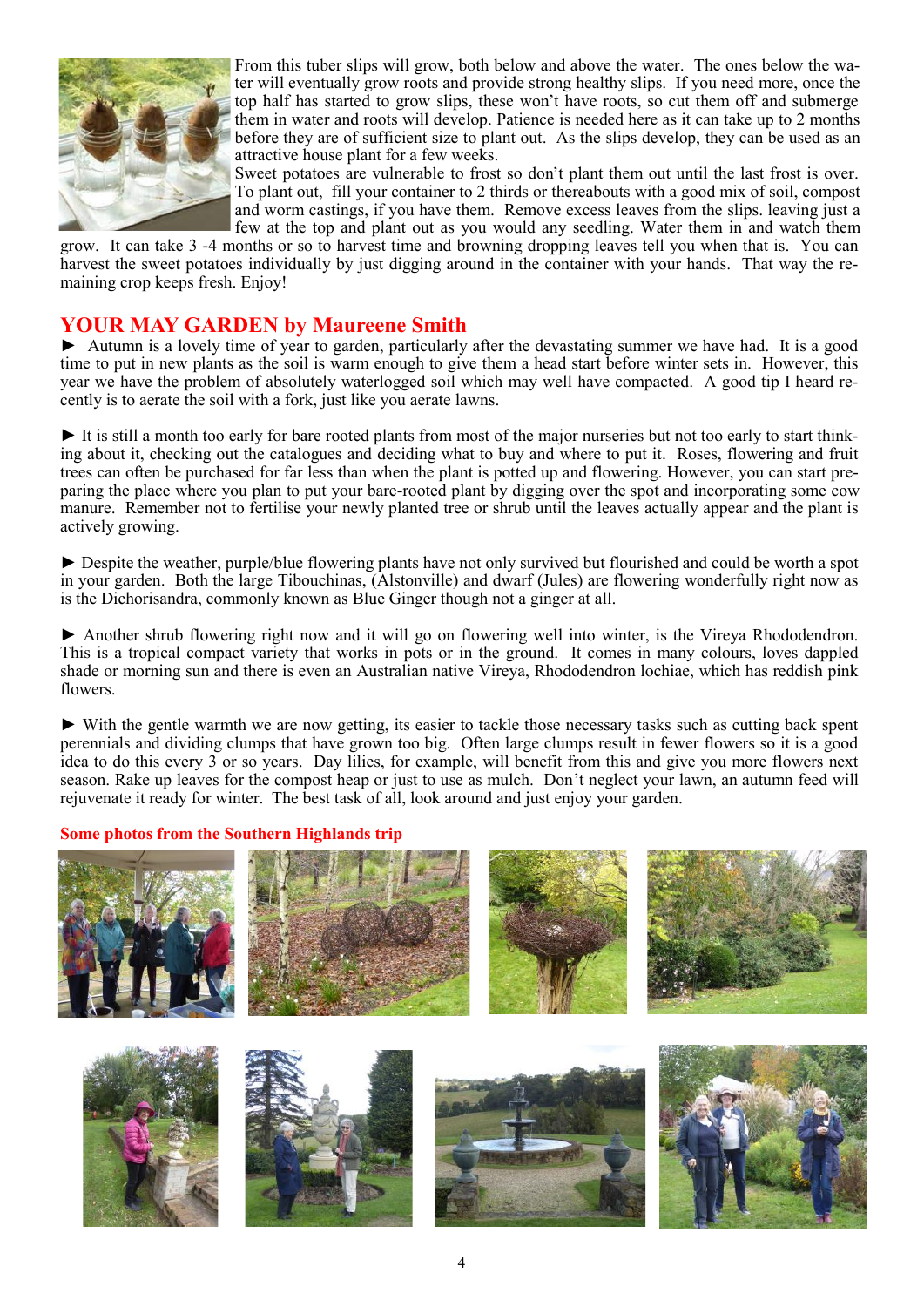From this tuber slips will grow, both below and above the water. The ones below the water will eventually grow roots and provide strong healthy slips. If you need more, once the top half has started to grow slips, these won't have roots, so cut them off and submerge them in water and roots will develop. Patience is needed here as it can take up to 2 months before they are of sufficient size to plant out. As the slips develop, they can be used as an attractive house plant for a few weeks.

Sweet potatoes are vulnerable to frost so don't plant them out until the last frost is over. To plant out, fill your container to 2 thirds or thereabouts with a good mix of soil, compost and worm castings, if you have them. Remove excess leaves from the slips. leaving just a few at the top and plant out as you would any seedling. Water them in and watch them grow. It can take 3 -4 months or so to harvest time and browning dropping leaves tell you when that is. You can harvest the sweet potatoes individually by just digging around in the container with your hands. That way the remaining crop keeps fresh. Enjoy!

## YOUR MAY GARDEN by Maureene Smith

► Autumn is a lovely time of year to garden, particularly after the devastating summer we have had. It is a good time to put in new plants as the soil is warm enough to give them a head start before winter sets in. However, this year we have the problem of absolutely waterlogged soil which may well have compacted. A good tip I heard recently is to aerate the soil with a fork, just like you aerate lawns.

► It is still a month too early for bare rooted plants from most of the major nurseries but not too early to start thinking about it, checking out the catalogues and deciding what to buy and where to put it. Roses, flowering and fruit trees can often be purchased for far less than when the plant is potted up and flowering. However, you can start preparing the place where you plan to put your bare-rooted plant by digging over the spot and incorporating some cow manure. Remember not to fertilise your newly planted tree or shrub until the leaves actually appear and the plant is actively growing.

► Despite the weather, purple/blue flowering plants have not only survived but flourished and could be worth a spot in your garden. Both the large Tibouchinas, (Alstonville) and dwarf (Jules) are flowering wonderfully right now as is the Dichorisandra, commonly known as Blue Ginger though not a ginger at all.

► Another shrub flowering right now and it will go on flowering well into winter, is the Vireya Rhododendron. This is a tropical compact variety that works in pots or in the ground. It comes in many colours, loves dappled shade or morning sun and there is even an Australian native Vireya, Rhododendron lochiae, which has reddish pink flowers.

► With the gentle warmth we are now getting, its easier to tackle those necessary tasks such as cutting back spent perennials and dividing clumps that have grown too big. Often large clumps result in fewer flowers so it is a good idea to do this every 3 or so years. Day lilies, for example, will benefit from this and give you more flowers next season. Rake up leaves for the compost heap or just to use as mulch. Don't neglect your lawn, an autumn feed will rejuvenate it ready for winter. The best task of all, look around and just enjoy your garden.

**Some photos from the Southern Highlands trip**